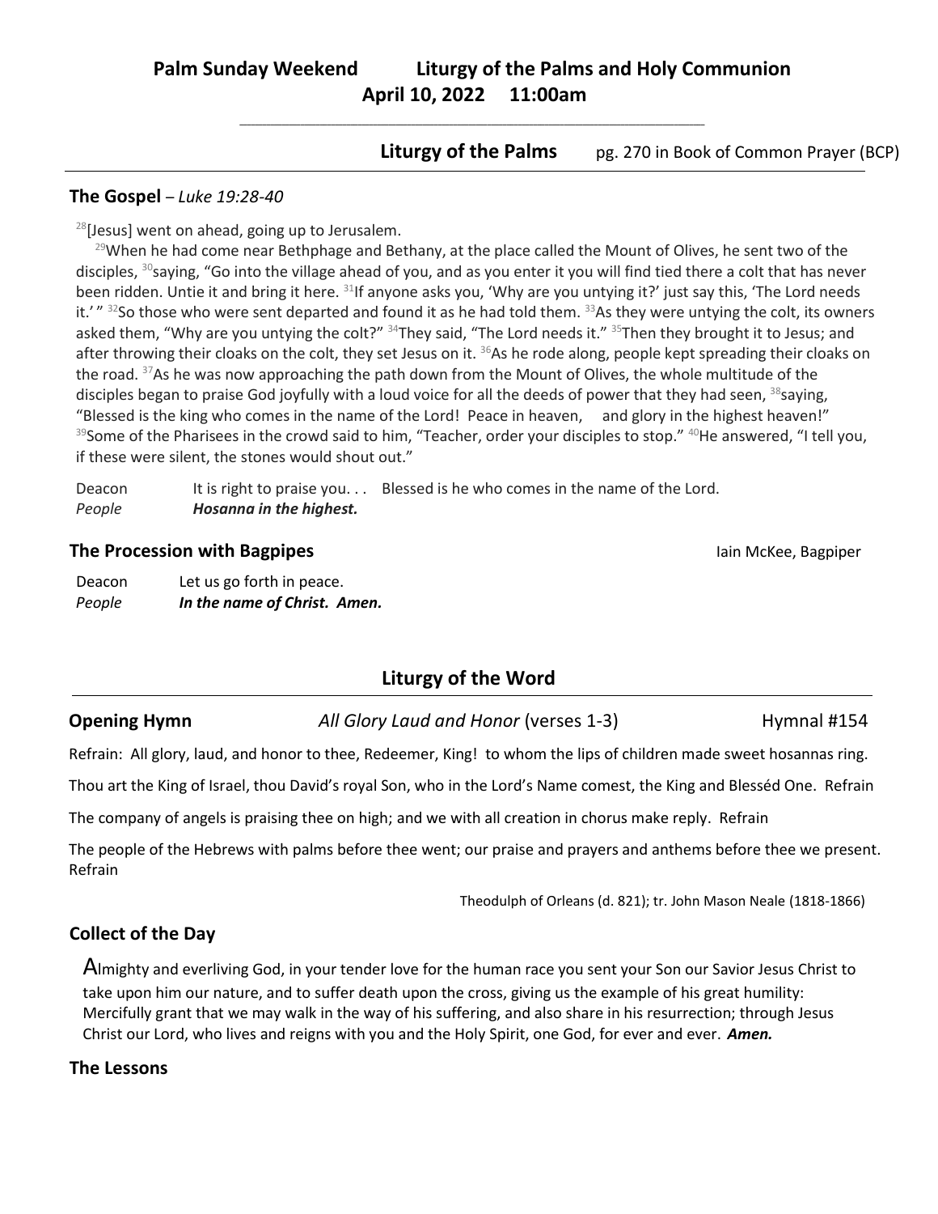# Palm Sunday Weekend Liturgy of the Palms and Holy Communion

## April 10, 2022 11:00am

**Liturgy of the Palms** pg. 270 in Book of Common Prayer (BCP)

### The Gospel – *Luke 19:28-40*

[28][Jesus] went on ahead, going up to Jerusalem.

[29]When he had come near Bethphage and Bethany, at the place called the Mount of Olives, he sent two of the disciples, [30]saying, "Go into the village ahead of you, and as you enter it you will find tied there a colt that has never been ridden. Untie it and bring it here. [31]If anyone asks you, 'Why are you untying it?' just say this, 'The Lord needs it.' " [32]So those who were sent departed and found it as he had told them. [33]As they were untying the colt, its owners asked them, "Why are you untying the colt?" [34]They said, "The Lord needs it." [35]Then they brought it to Jesus; and after throwing their cloaks on the colt, they set Jesus on it. [36]As he rode along, people kept spreading their cloaks on the road. [37]As he was now approaching the path down from the Mount of Olives, the whole multitude of the disciples began to praise God joyfully with a loud voice for all the deeds of power that they had seen, [38]saying, "Blessed is the king who comes in the name of the Lord! Peace in heaven, and glory in the highest heaven!" [39]Some of the Pharisees in the crowd said to him, "Teacher, order your disciples to stop." [40]He answered, "I tell you, if these were silent, the stones would shout out."

Deacon It is right to praise you. . . Blessed is he who comes in the name of the Lord.
*People* ***Hosanna in the highest.***

### The Procession with Bagpipes

Iain McKee, Bagpiper

Deacon Let us go forth in peace.
*People* ***In the name of Christ. Amen.***

## Liturgy of the Word

**Opening Hymn** *All Glory Laud and Honor* (verses 1-3) Hymnal #154

Refrain: All glory, laud, and honor to thee, Redeemer, King! to whom the lips of children made sweet hosannas ring.

Thou art the King of Israel, thou David's royal Son, who in the Lord's Name comest, the King and Blesséd One. Refrain

The company of angels is praising thee on high; and we with all creation in chorus make reply. Refrain

The people of the Hebrews with palms before thee went; our praise and prayers and anthems before thee we present. Refrain

Theodulph of Orleans (d. 821); tr. John Mason Neale (1818-1866)

### Collect of the Day

Almighty and everliving God, in your tender love for the human race you sent your Son our Savior Jesus Christ to take upon him our nature, and to suffer death upon the cross, giving us the example of his great humility: Mercifully grant that we may walk in the way of his suffering, and also share in his resurrection; through Jesus Christ our Lord, who lives and reigns with you and the Holy Spirit, one God, for ever and ever. ***Amen.***

### The Lessons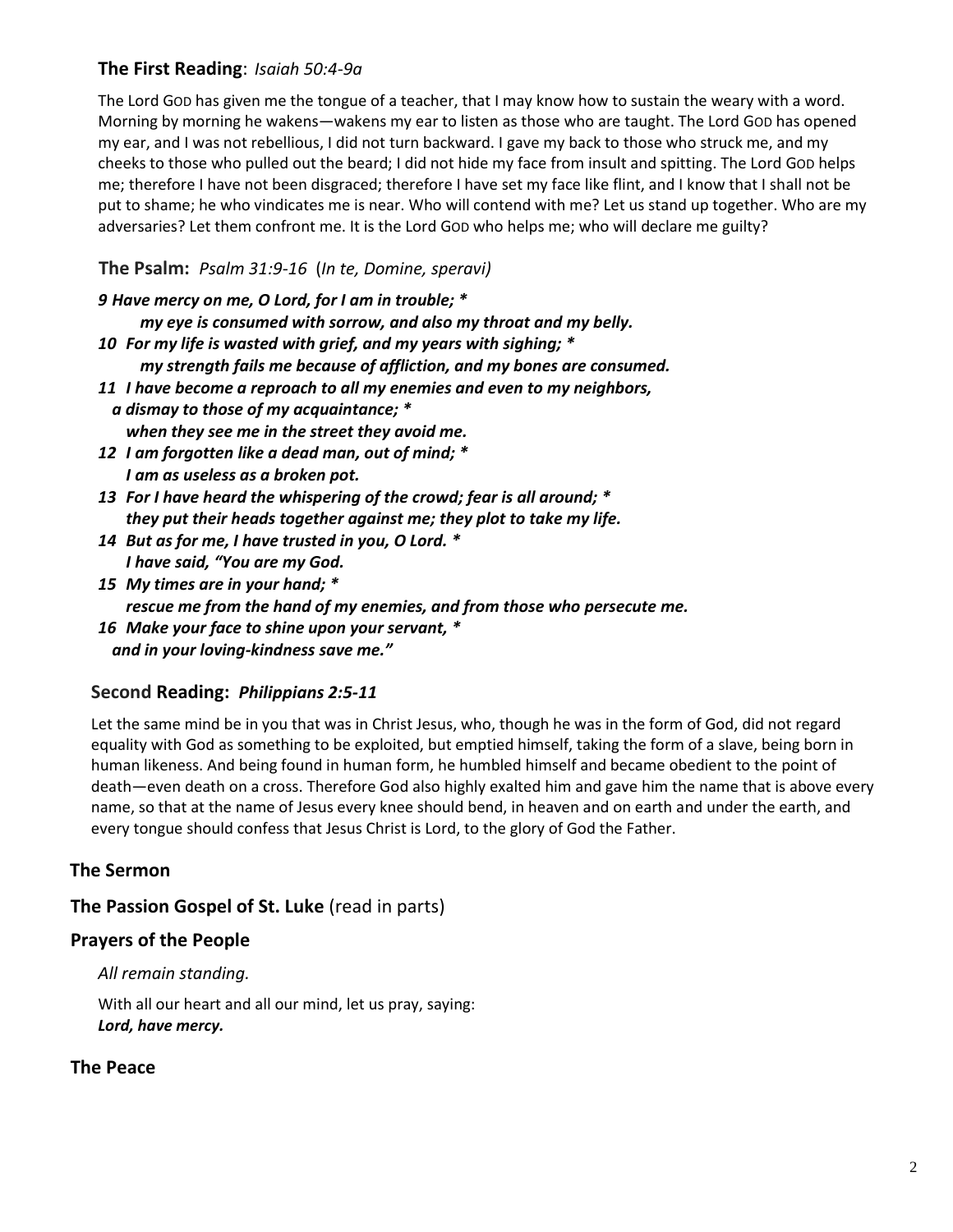### **The First Reading**: *Isaiah 50:4-9a*

The Lord GOD has given me the tongue of a teacher, that I may know how to sustain the weary with a word. Morning by morning he wakens—wakens my ear to listen as those who are taught. The Lord GOD has opened my ear, and I was not rebellious, I did not turn backward. I gave my back to those who struck me, and my cheeks to those who pulled out the beard; I did not hide my face from insult and spitting. The Lord GOD helps me; therefore I have not been disgraced; therefore I have set my face like flint, and I know that I shall not be put to shame; he who vindicates me is near. Who will contend with me? Let us stand up together. Who are my adversaries? Let them confront me. It is the Lord GOD who helps me; who will declare me guilty?

### **The Psalm:** *Psalm 31:9-16* (*In te, Domine, speravi)*

***9 Have mercy on me, O Lord, for I am in trouble; \****
***my eye is consumed with sorrow, and also my throat and my belly.***
***10 For my life is wasted with grief, and my years with sighing; \****
***my strength fails me because of affliction, and my bones are consumed.***
***11 I have become a reproach to all my enemies and even to my neighbors,***
***a dismay to those of my acquaintance; \****
***when they see me in the street they avoid me.***
***12 I am forgotten like a dead man, out of mind; \****
***I am as useless as a broken pot.***
***13 For I have heard the whispering of the crowd; fear is all around; \****
***they put their heads together against me; they plot to take my life.***
***14 But as for me, I have trusted in you, O Lord. \****
***I have said, "You are my God.***
***15 My times are in your hand; \****
***rescue me from the hand of my enemies, and from those who persecute me.***
***16 Make your face to shine upon your servant, \****
***and in your loving-kindness save me."***

### **Second Reading:** ***Philippians 2:5-11***

Let the same mind be in you that was in Christ Jesus, who, though he was in the form of God, did not regard equality with God as something to be exploited, but emptied himself, taking the form of a slave, being born in human likeness. And being found in human form, he humbled himself and became obedient to the point of death—even death on a cross. Therefore God also highly exalted him and gave him the name that is above every name, so that at the name of Jesus every knee should bend, in heaven and on earth and under the earth, and every tongue should confess that Jesus Christ is Lord, to the glory of God the Father.

## **The Sermon**

## **The Passion Gospel of St. Luke** (read in parts)

## **Prayers of the People**

*All remain standing.*

With all our heart and all our mind, let us pray, saying:
***Lord, have mercy.***

## **The Peace**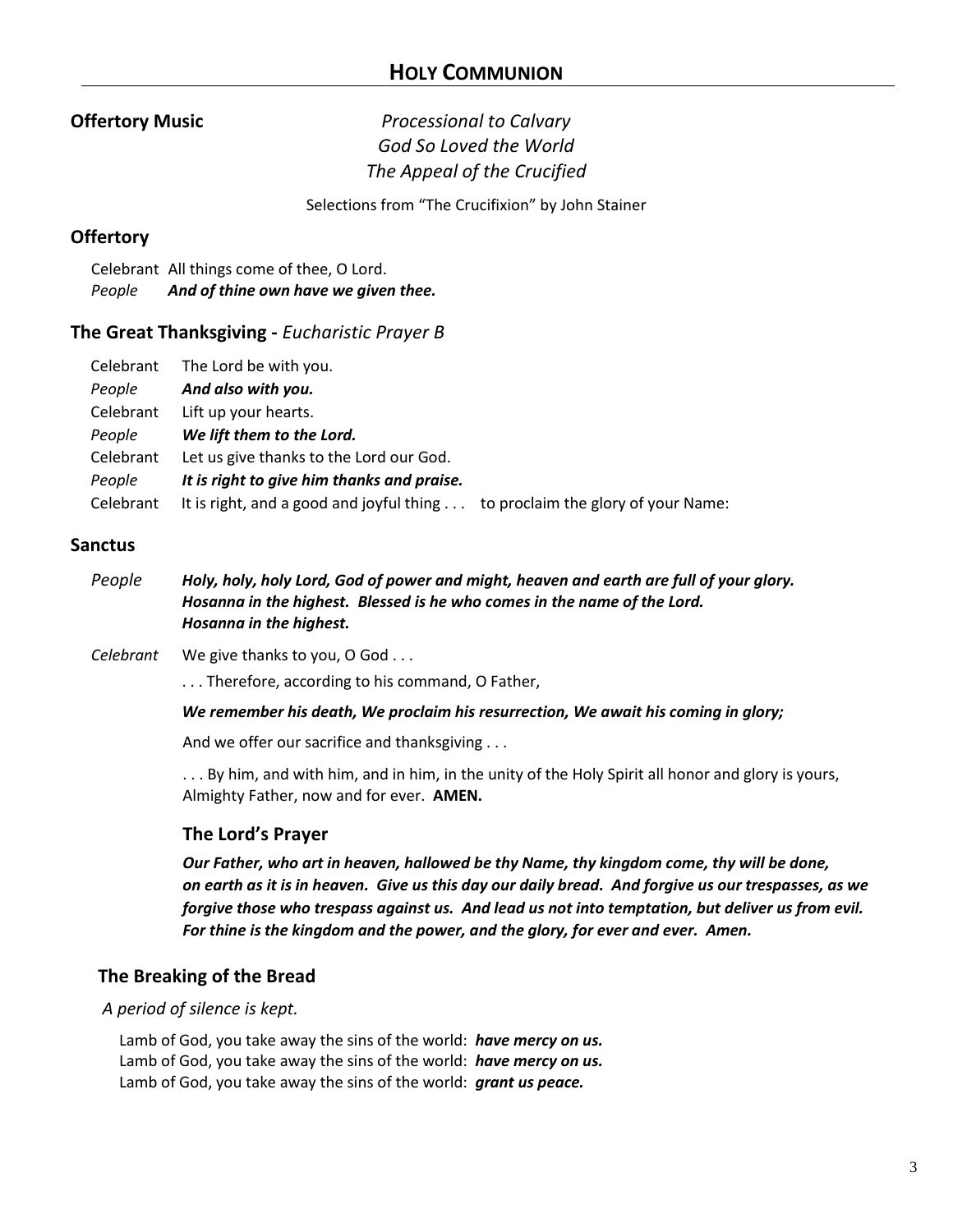## HOLY COMMUNION

**Offertory Music**

*Processional to Calvary*
*God So Loved the World*
*The Appeal of the Crucified*

Selections from "The Crucifixion" by John Stainer

### Offertory

Celebrant All things come of thee, O Lord.
*People* ***And of thine own have we given thee.***

### The Great Thanksgiving - *Eucharistic Prayer B*

Celebrant The Lord be with you.
*People* ***And also with you.***
Celebrant Lift up your hearts.
*People* ***We lift them to the Lord.***
Celebrant Let us give thanks to the Lord our God.
*People* ***It is right to give him thanks and praise.***
Celebrant It is right, and a good and joyful thing . . . to proclaim the glory of your Name:

### Sanctus

*People* ***Holy, holy, holy Lord, God of power and might, heaven and earth are full of your glory. Hosanna in the highest. Blessed is he who comes in the name of the Lord. Hosanna in the highest.***

*Celebrant* We give thanks to you, O God . . .

. . . Therefore, according to his command, O Father,

***We remember his death, We proclaim his resurrection, We await his coming in glory;***

And we offer our sacrifice and thanksgiving . . .

. . . By him, and with him, and in him, in the unity of the Holy Spirit all honor and glory is yours, Almighty Father, now and for ever. **AMEN.**

### The Lord's Prayer

***Our Father, who art in heaven, hallowed be thy Name, thy kingdom come, thy will be done, on earth as it is in heaven. Give us this day our daily bread. And forgive us our trespasses, as we forgive those who trespass against us. And lead us not into temptation, but deliver us from evil. For thine is the kingdom and the power, and the glory, for ever and ever. Amen.***

### The Breaking of the Bread

*A period of silence is kept.*

Lamb of God, you take away the sins of the world: ***have mercy on us.***
Lamb of God, you take away the sins of the world: ***have mercy on us.***
Lamb of God, you take away the sins of the world: ***grant us peace.***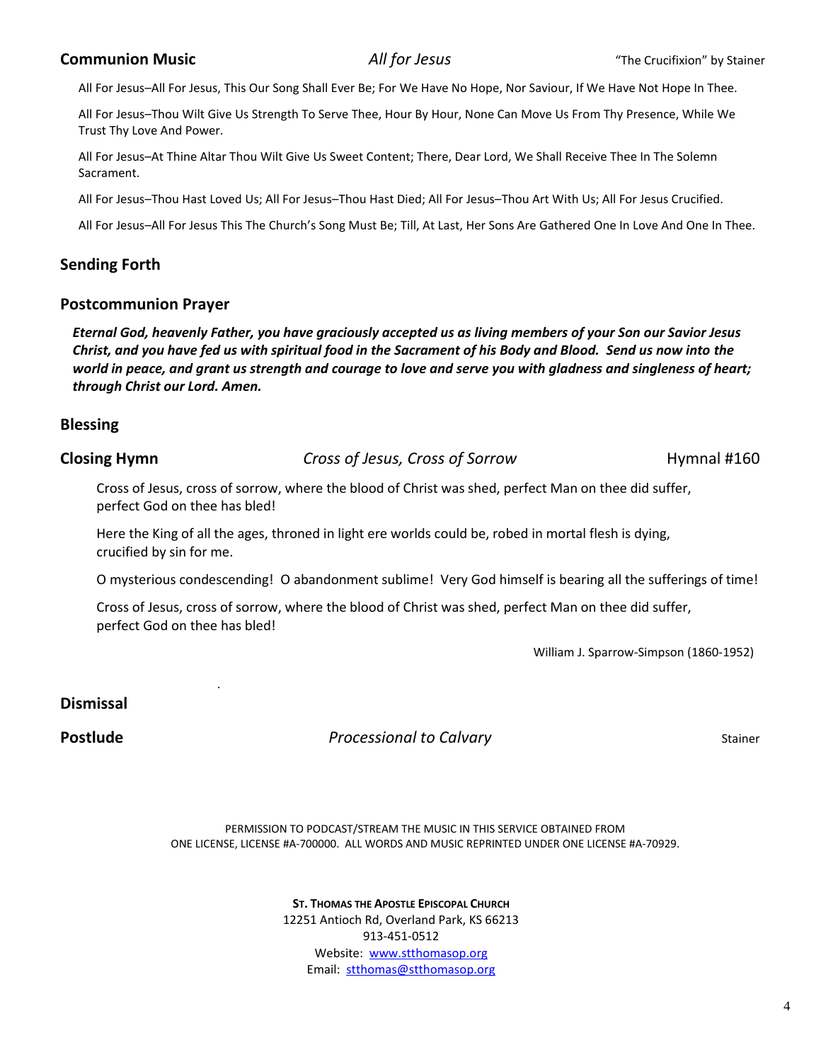**Communion Music** *All for Jesus* "The Crucifixion" by Stainer

All For Jesus–All For Jesus, This Our Song Shall Ever Be; For We Have No Hope, Nor Saviour, If We Have Not Hope In Thee.

All For Jesus–Thou Wilt Give Us Strength To Serve Thee, Hour By Hour, None Can Move Us From Thy Presence, While We Trust Thy Love And Power.

All For Jesus–At Thine Altar Thou Wilt Give Us Sweet Content; There, Dear Lord, We Shall Receive Thee In The Solemn Sacrament.

All For Jesus–Thou Hast Loved Us; All For Jesus–Thou Hast Died; All For Jesus–Thou Art With Us; All For Jesus Crucified.

All For Jesus–All For Jesus This The Church's Song Must Be; Till, At Last, Her Sons Are Gathered One In Love And One In Thee.

## Sending Forth

## Postcommunion Prayer

***Eternal God, heavenly Father, you have graciously accepted us as living members of your Son our Savior Jesus Christ, and you have fed us with spiritual food in the Sacrament of his Body and Blood. Send us now into the world in peace, and grant us strength and courage to love and serve you with gladness and singleness of heart; through Christ our Lord. Amen.***

## Blessing

**Closing Hymn** *Cross of Jesus, Cross of Sorrow* Hymnal #160

Cross of Jesus, cross of sorrow, where the blood of Christ was shed, perfect Man on thee did suffer, perfect God on thee has bled!

Here the King of all the ages, throned in light ere worlds could be, robed in mortal flesh is dying, crucified by sin for me.

O mysterious condescending! O abandonment sublime! Very God himself is bearing all the sufferings of time!

Cross of Jesus, cross of sorrow, where the blood of Christ was shed, perfect Man on thee did suffer, perfect God on thee has bled!

William J. Sparrow-Simpson (1860-1952)

## Dismissal

**Postlude** *Processional to Calvary* Stainer

PERMISSION TO PODCAST/STREAM THE MUSIC IN THIS SERVICE OBTAINED FROM ONE LICENSE, LICENSE #A-700000. ALL WORDS AND MUSIC REPRINTED UNDER ONE LICENSE #A-70929.

**ST. THOMAS THE APOSTLE EPISCOPAL CHURCH**
12251 Antioch Rd, Overland Park, KS 66213
913-451-0512
Website: www.stthomasop.org
Email: stthomas@stthomasop.org